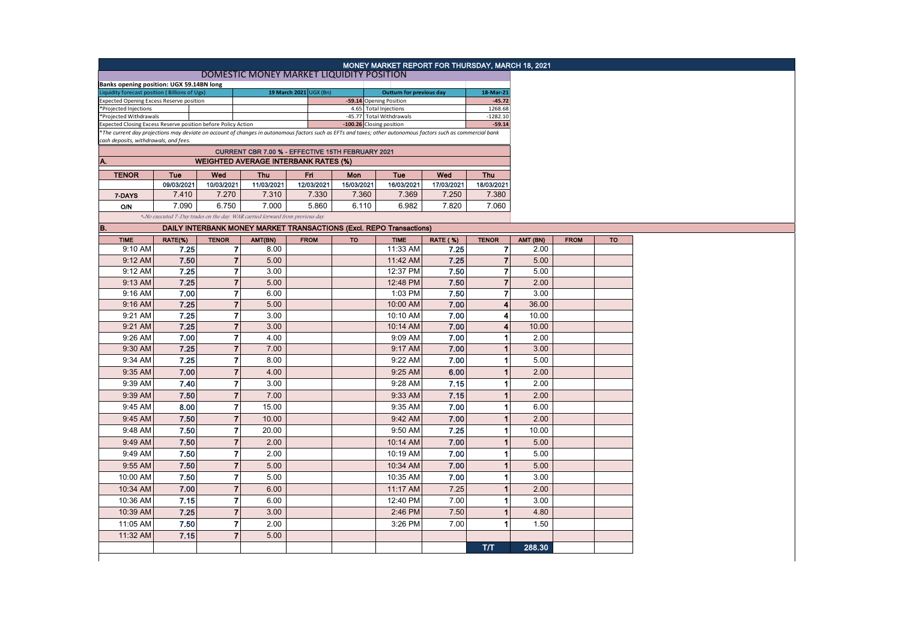# MONEY MARKET REPORT FOR THURSDAY, MARCH 18, 2021

## DOMESTIC MONEY MARKET LIQUIDITY POSITION

**Banks opening position: UGX 59.14BN long**

| Liquidity forecast position ( Billions of Ugx) | 19 March 2021 UGX (Bn) | Outturn for previous day | 18-Mar-21 |
|---|---|---|---|
| Expected Opening Excess Reserve position | -59.14 | Opening Position | -45.72 |
| *Projected Injections | 4.65 | Total Injections | 1268.68 |
| *Projected Withdrawals | -45.77 | Total Withdrawals | -1282.10 |
| Expected Closing Excess Reserve position before Policy Action | -100.26 | Closing position | -59.14 |

*The current day projections may deviate on account of changes in autonomous factors such as EFTs and taxes; other autonomous factors such as commercial bank cash deposits, withdrawals, and fees.

**CURRENT CBR 7.00 % - EFFECTIVE 15TH FEBRUARY 2021**

## A. WEIGHTED AVERAGE INTERBANK RATES (%)

| TENOR | Tue | Wed | Thu | Fri | Mon | Tue | Wed | Thu |
|---|---|---|---|---|---|---|---|---|
| | 09/03/2021 | 10/03/2021 | 11/03/2021 | 12/03/2021 | 15/03/2021 | 16/03/2021 | 17/03/2021 | 18/03/2021 |
| 7-DAYS | 7.410 | 7.270 | 7.310 | 7.330 | 7.360 | 7.369 | 7.250 | 7.380 |
| O/N | 7.090 | 6.750 | 7.000 | 5.860 | 6.110 | 6.982 | 7.820 | 7.060 |

*-No executed 7-Day trades on the day. WAR carried forward from previous day.

## B. DAILY INTERBANK MONEY MARKET TRANSACTIONS (Excl. REPO Transactions)

| TIME | RATE(%) | TENOR | AMT(BN) | FROM | TO | TIME | RATE ( %) | TENOR | AMT (BN) | FROM | TO |
|---|---|---|---|---|---|---|---|---|---|---|---|
| 9:10 AM | 7.25 | 7 | 8.00 | | | 11:33 AM | 7.25 | 7 | 2.00 | | |
| 9:12 AM | 7.50 | 7 | 5.00 | | | 11:42 AM | 7.25 | 7 | 5.00 | | |
| 9:12 AM | 7.25 | 7 | 3.00 | | | 12:37 PM | 7.50 | 7 | 5.00 | | |
| 9:13 AM | 7.25 | 7 | 5.00 | | | 12:48 PM | 7.50 | 7 | 2.00 | | |
| 9:16 AM | 7.00 | 7 | 6.00 | | | 1:03 PM | 7.50 | 7 | 3.00 | | |
| 9:16 AM | 7.25 | 7 | 5.00 | | | 10:00 AM | 7.00 | 4 | 36.00 | | |
| 9:21 AM | 7.25 | 7 | 3.00 | | | 10:10 AM | 7.00 | 4 | 10.00 | | |
| 9:21 AM | 7.25 | 7 | 3.00 | | | 10:14 AM | 7.00 | 4 | 10.00 | | |
| 9:26 AM | 7.00 | 7 | 4.00 | | | 9:09 AM | 7.00 | 1 | 2.00 | | |
| 9:30 AM | 7.25 | 7 | 7.00 | | | 9:17 AM | 7.00 | 1 | 3.00 | | |
| 9:34 AM | 7.25 | 7 | 8.00 | | | 9:22 AM | 7.00 | 1 | 5.00 | | |
| 9:35 AM | 7.00 | 7 | 4.00 | | | 9:25 AM | 6.00 | 1 | 2.00 | | |
| 9:39 AM | 7.40 | 7 | 3.00 | | | 9:28 AM | 7.15 | 1 | 2.00 | | |
| 9:39 AM | 7.50 | 7 | 7.00 | | | 9:33 AM | 7.15 | 1 | 2.00 | | |
| 9:45 AM | 8.00 | 7 | 15.00 | | | 9:35 AM | 7.00 | 1 | 6.00 | | |
| 9:45 AM | 7.50 | 7 | 10.00 | | | 9:42 AM | 7.00 | 1 | 2.00 | | |
| 9:48 AM | 7.50 | 7 | 20.00 | | | 9:50 AM | 7.25 | 1 | 10.00 | | |
| 9:49 AM | 7.50 | 7 | 2.00 | | | 10:14 AM | 7.00 | 1 | 5.00 | | |
| 9:49 AM | 7.50 | 7 | 2.00 | | | 10:19 AM | 7.00 | 1 | 5.00 | | |
| 9:55 AM | 7.50 | 7 | 5.00 | | | 10:34 AM | 7.00 | 1 | 5.00 | | |
| 10:00 AM | 7.50 | 7 | 5.00 | | | 10:35 AM | 7.00 | 1 | 3.00 | | |
| 10:34 AM | 7.00 | 7 | 6.00 | | | 11:17 AM | 7.25 | 1 | 2.00 | | |
| 10:36 AM | 7.15 | 7 | 6.00 | | | 12:40 PM | 7.00 | 1 | 3.00 | | |
| 10:39 AM | 7.25 | 7 | 3.00 | | | 2:46 PM | 7.50 | 1 | 4.80 | | |
| 11:05 AM | 7.50 | 7 | 2.00 | | | 3:26 PM | 7.00 | 1 | 1.50 | | |
| 11:32 AM | 7.15 | 7 | 5.00 | | | | | | | | |
| | | | | | | | | T/T | 288.30 | | |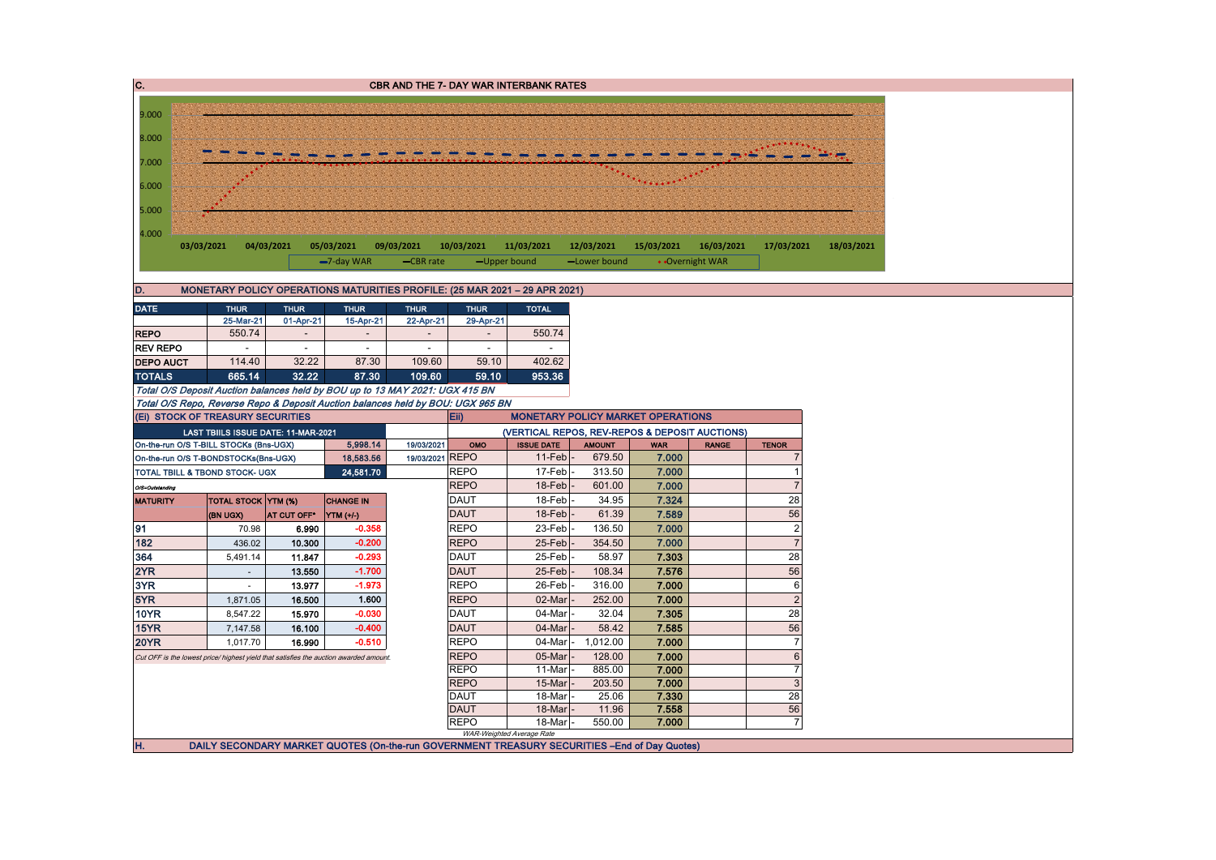## C. CBR AND THE 7- DAY WAR INTERBANK RATES

9.000
8.000
7.000
6.000
5.000
4.000

03/03/2021 04/03/2021 05/03/2021 09/03/2021 10/03/2021 11/03/2021 12/03/2021 15/03/2021 16/03/2021 17/03/2021 18/03/2021

7-day WAR — CBR rate — Upper bound — Lower bound — Overnight WAR

## D. MONETARY POLICY OPERATIONS MATURITIES PROFILE: (25 MAR 2021 – 29 APR 2021)

| DATE | THUR | THUR | THUR | THUR | THUR | TOTAL |
|---|---|---|---|---|---|---|
| | 25-Mar-21 | 01-Apr-21 | 15-Apr-21 | 22-Apr-21 | 29-Apr-21 | |
| REPO | 550.74 | - | - | - | - | 550.74 |
| REV REPO | - | - | - | - | - | - |
| DEPO AUCT | 114.40 | 32.22 | 87.30 | 109.60 | 59.10 | 402.62 |
| TOTALS | 665.14 | 32.22 | 87.30 | 109.60 | 59.10 | 953.36 |

*Total O/S Deposit Auction balances held by BOU up to 13 MAY 2021: UGX 415 BN*

*Total O/S Repo, Reverse Repo & Deposit Auction balances held by BOU: UGX 965 BN*

### (Ei) STOCK OF TREASURY SECURITIES

| LAST TBIILS ISSUE DATE: 11-MAR-2021 | | |
|---|---|---|
| On-the-run O/S T-BILL STOCKs (Bns-UGX) | 5,998.14 | 19/03/2021 |
| On-the-run O/S T-BONDSTOCKs(Bns-UGX) | 18,583.56 | 19/03/2021 |
| TOTAL TBILL & TBOND STOCK- UGX | 24,581.70 | |

O/S=Outstanding

| MATURITY | TOTAL STOCK (BN UGX) | YTM (%) AT CUT OFF* | CHANGE IN YTM (+/-) |
|---|---|---|---|
| 91 | 70.98 | 6.990 | -0.358 |
| 182 | 436.02 | 10.300 | -0.200 |
| 364 | 5,491.14 | 11.847 | -0.293 |
| 2YR | - | 13.550 | -1.700 |
| 3YR | - | 13.977 | -1.973 |
| 5YR | 1,871.05 | 16.500 | 1.600 |
| 10YR | 8,547.22 | 15.970 | -0.030 |
| 15YR | 7,147.58 | 16.100 | -0.400 |
| 20YR | 1,017.70 | 16.990 | -0.510 |

*Cut OFF is the lowest price/ highest yield that satisfies the auction awarded amount.*

### Eii) MONETARY POLICY MARKET OPERATIONS

(VERTICAL REPOS, REV-REPOS & DEPOSIT AUCTIONS)

| OMO | ISSUE DATE | AMOUNT | WAR | RANGE | TENOR |
|---|---|---|---|---|---|
| REPO | 11-Feb | 679.50 | 7.000 | | 7 |
| REPO | 17-Feb | 313.50 | 7.000 | | 1 |
| REPO | 18-Feb | 601.00 | 7.000 | | 7 |
| DAUT | 18-Feb | 34.95 | 7.324 | | 28 |
| DAUT | 18-Feb | 61.39 | 7.589 | | 56 |
| REPO | 23-Feb | 136.50 | 7.000 | | 2 |
| REPO | 25-Feb | 354.50 | 7.000 | | 7 |
| DAUT | 25-Feb | 58.97 | 7.303 | | 28 |
| DAUT | 25-Feb | 108.34 | 7.576 | | 56 |
| REPO | 26-Feb | 316.00 | 7.000 | | 6 |
| REPO | 02-Mar | 252.00 | 7.000 | | 2 |
| DAUT | 04-Mar | 32.04 | 7.305 | | 28 |
| DAUT | 04-Mar | 58.42 | 7.585 | | 56 |
| REPO | 04-Mar | 1,012.00 | 7.000 | | 7 |
| REPO | 05-Mar | 128.00 | 7.000 | | 6 |
| REPO | 11-Mar | 885.00 | 7.000 | | 7 |
| REPO | 15-Mar | 203.50 | 7.000 | | 3 |
| DAUT | 18-Mar | 25.06 | 7.330 | | 28 |
| DAUT | 18-Mar | 11.96 | 7.558 | | 56 |
| REPO | 18-Mar | 550.00 | 7.000 | | 7 |

*WAR-Weighted Average Rate*

## H. DAILY SECONDARY MARKET QUOTES (On-the-run GOVERNMENT TREASURY SECURITIES –End of Day Quotes)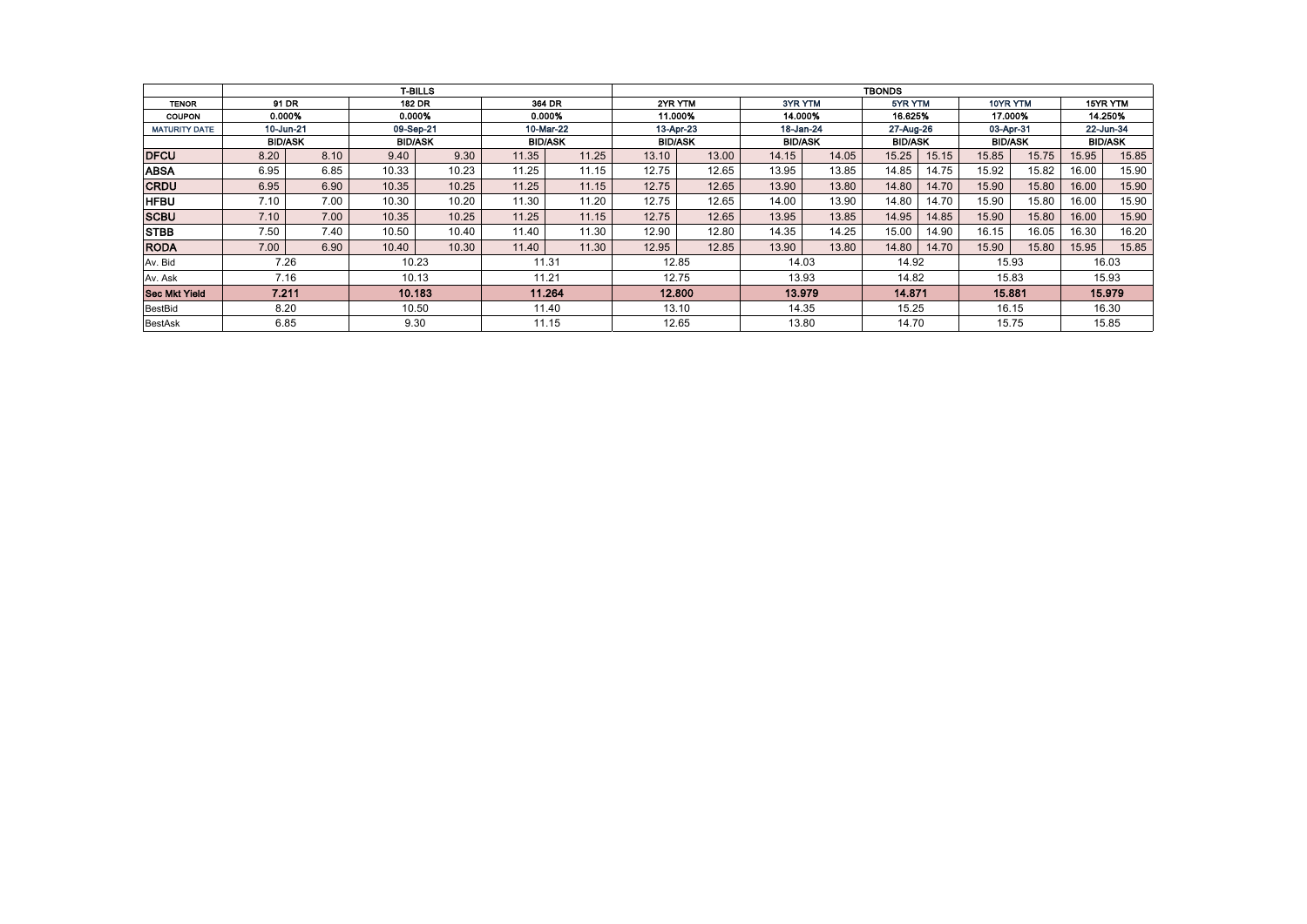| | T-BILLS | | | | | | TBONDS | | | | | | | | | |
|---|---|---|---|---|---|---|---|---|---|---|---|---|---|---|---|---|
| **TENOR** | **91 DR** | | **182 DR** | | **364 DR** | | **2YR YTM** | | **3YR YTM** | | **5YR YTM** | | **10YR YTM** | | **15YR YTM** | |
| **COUPON** | **0.000%** | | **0.000%** | | **0.000%** | | **11.000%** | | **14.000%** | | **16.625%** | | **17.000%** | | **14.250%** | |
| **MATURITY DATE** | **10-Jun-21** | | **09-Sep-21** | | **10-Mar-22** | | **13-Apr-23** | | **18-Jan-24** | | **27-Aug-26** | | **03-Apr-31** | | **22-Jun-34** | |
| | **BID/ASK** | | **BID/ASK** | | **BID/ASK** | | **BID/ASK** | | **BID/ASK** | | **BID/ASK** | | **BID/ASK** | | **BID/ASK** | |
| **DFCU** | 8.20 | 8.10 | 9.40 | 9.30 | 11.35 | 11.25 | 13.10 | 13.00 | 14.15 | 14.05 | 15.25 | 15.15 | 15.85 | 15.75 | 15.95 | 15.85 |
| **ABSA** | 6.95 | 6.85 | 10.33 | 10.23 | 11.25 | 11.15 | 12.75 | 12.65 | 13.95 | 13.85 | 14.85 | 14.75 | 15.92 | 15.82 | 16.00 | 15.90 |
| **CRDU** | 6.95 | 6.90 | 10.35 | 10.25 | 11.25 | 11.15 | 12.75 | 12.65 | 13.90 | 13.80 | 14.80 | 14.70 | 15.90 | 15.80 | 16.00 | 15.90 |
| **HFBU** | 7.10 | 7.00 | 10.30 | 10.20 | 11.30 | 11.20 | 12.75 | 12.65 | 14.00 | 13.90 | 14.80 | 14.70 | 15.90 | 15.80 | 16.00 | 15.90 |
| **SCBU** | 7.10 | 7.00 | 10.35 | 10.25 | 11.25 | 11.15 | 12.75 | 12.65 | 13.95 | 13.85 | 14.95 | 14.85 | 15.90 | 15.80 | 16.00 | 15.90 |
| **STBB** | 7.50 | 7.40 | 10.50 | 10.40 | 11.40 | 11.30 | 12.90 | 12.80 | 14.35 | 14.25 | 15.00 | 14.90 | 16.15 | 16.05 | 16.30 | 16.20 |
| **RODA** | 7.00 | 6.90 | 10.40 | 10.30 | 11.40 | 11.30 | 12.95 | 12.85 | 13.90 | 13.80 | 14.80 | 14.70 | 15.90 | 15.80 | 15.95 | 15.85 |
| Av. Bid | 7.26 | | 10.23 | | 11.31 | | 12.85 | | 14.03 | | 14.92 | | 15.93 | | 16.03 | |
| Av. Ask | 7.16 | | 10.13 | | 11.21 | | 12.75 | | 13.93 | | 14.82 | | 15.83 | | 15.93 | |
| **Sec Mkt Yield** | **7.211** | | **10.183** | | **11.264** | | **12.800** | | **13.979** | | **14.871** | | **15.881** | | **15.979** | |
| BestBid | 8.20 | | 10.50 | | 11.40 | | 13.10 | | 14.35 | | 15.25 | | 16.15 | | 16.30 | |
| BestAsk | 6.85 | | 9.30 | | 11.15 | | 12.65 | | 13.80 | | 14.70 | | 15.75 | | 15.85 | |